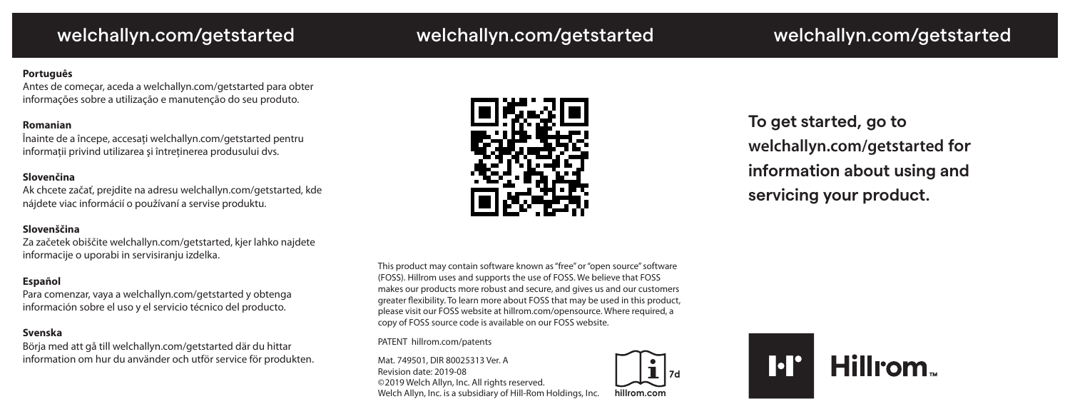welchallyn.com/getstarted

welchallyn.com/getstarted

welchallyn.com/getstarted

**Português**

Antes de começar, aceda a welchallyn.com/getstarted para obter informações sobre a utilização e manutenção do seu produto.

**Romanian**

Înainte de a începe, accesați welchallyn.com/getstarted pentru informații privind utilizarea și întreținerea produsului dvs.

**Slovenčina**

Ak chcete začať, prejdite na adresu welchallyn.com/getstarted, kde nájdete viac informácií o používaní a servise produktu.

**Slovenščina**

Za začetek obiščite welchallyn.com/getstarted, kjer lahko najdete informacije o uporabi in servisiranju izdelka.

**Español**

Para comenzar, vaya a welchallyn.com/getstarted y obtenga información sobre el uso y el servicio técnico del producto.

**Svenska**

Börja med att gå till welchallyn.com/getstarted där du hittar information om hur du använder och utför service för produkten.

This product may contain software known as "free" or "open source" software (FOSS). Hillrom uses and supports the use of FOSS. We believe that FOSS makes our products more robust and secure, and gives us and our customers greater flexibility. To learn more about FOSS that may be used in this product, please visit our FOSS website at hillrom.com/opensource. Where required, a copy of FOSS source code is available on our FOSS website.

PATENT hillrom.com/patents

Mat. 749501, DIR 80025313 Ver. A
Revision date: 2019-08
©2019 Welch Allyn, Inc. All rights reserved.
Welch Allyn, Inc. is a subsidiary of Hill-Rom Holdings, Inc.

7d
hillrom.com

**To get started, go to welchallyn.com/getstarted for information about using and servicing your product.**

Hillrom™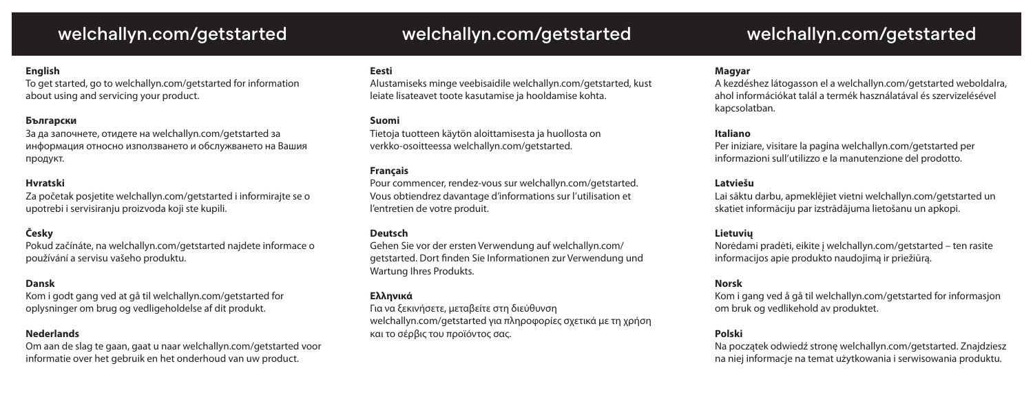## welchallyn.com/getstarted

**English**
To get started, go to welchallyn.com/getstarted for information about using and servicing your product.

**Български**
За да започнете, отидете на welchallyn.com/getstarted за информация относно използването и обслужването на Вашия продукт.

**Hrvatski**
Za početak posjetite welchallyn.com/getstarted i informirajte se o upotrebi i servisiranju proizvoda koji ste kupili.

**Česky**
Pokud začínáte, na welchallyn.com/getstarted najdete informace o používání a servisu vašeho produktu.

**Dansk**
Kom i godt gang ved at gå til welchallyn.com/getstarted for oplysninger om brug og vedligeholdelse af dit produkt.

**Nederlands**
Om aan de slag te gaan, gaat u naar welchallyn.com/getstarted voor informatie over het gebruik en het onderhoud van uw product.

## welchallyn.com/getstarted

**Eesti**
Alustamiseks minge veebisaidile welchallyn.com/getstarted, kust leiate lisateavet toote kasutamise ja hooldamise kohta.

**Suomi**
Tietoja tuotteen käytön aloittamisesta ja huollosta on verkko-osoitteessa welchallyn.com/getstarted.

**Français**
Pour commencer, rendez-vous sur welchallyn.com/getstarted. Vous obtiendrez davantage d'informations sur l'utilisation et l'entretien de votre produit.

**Deutsch**
Gehen Sie vor der ersten Verwendung auf welchallyn.com/getstarted. Dort finden Sie Informationen zur Verwendung und Wartung Ihres Produkts.

**Ελληνικά**
Για να ξεκινήσετε, μεταβείτε στη διεύθυνση welchallyn.com/getstarted για πληροφορίες σχετικά με τη χρήση και το σέρβις του προϊόντος σας.

## welchallyn.com/getstarted

**Magyar**
A kezdéshez látogasson el a welchallyn.com/getstarted weboldalra, ahol információkat talál a termék használatával és szervizelésével kapcsolatban.

**Italiano**
Per iniziare, visitare la pagina welchallyn.com/getstarted per informazioni sull'utilizzo e la manutenzione del prodotto.

**Latviešu**
Lai sāktu darbu, apmeklējiet vietni welchallyn.com/getstarted un skatiet informāciju par izstrādājuma lietošanu un apkopi.

**Lietuvių**
Norėdami pradėti, eikite į welchallyn.com/getstarted – ten rasite informacijos apie produkto naudojimą ir priežiūrą.

**Norsk**
Kom i gang ved å gå til welchallyn.com/getstarted for informasjon om bruk og vedlikehold av produktet.

**Polski**
Na początek odwiedź stronę welchallyn.com/getstarted. Znajdziesz na niej informacje na temat użytkowania i serwisowania produktu.